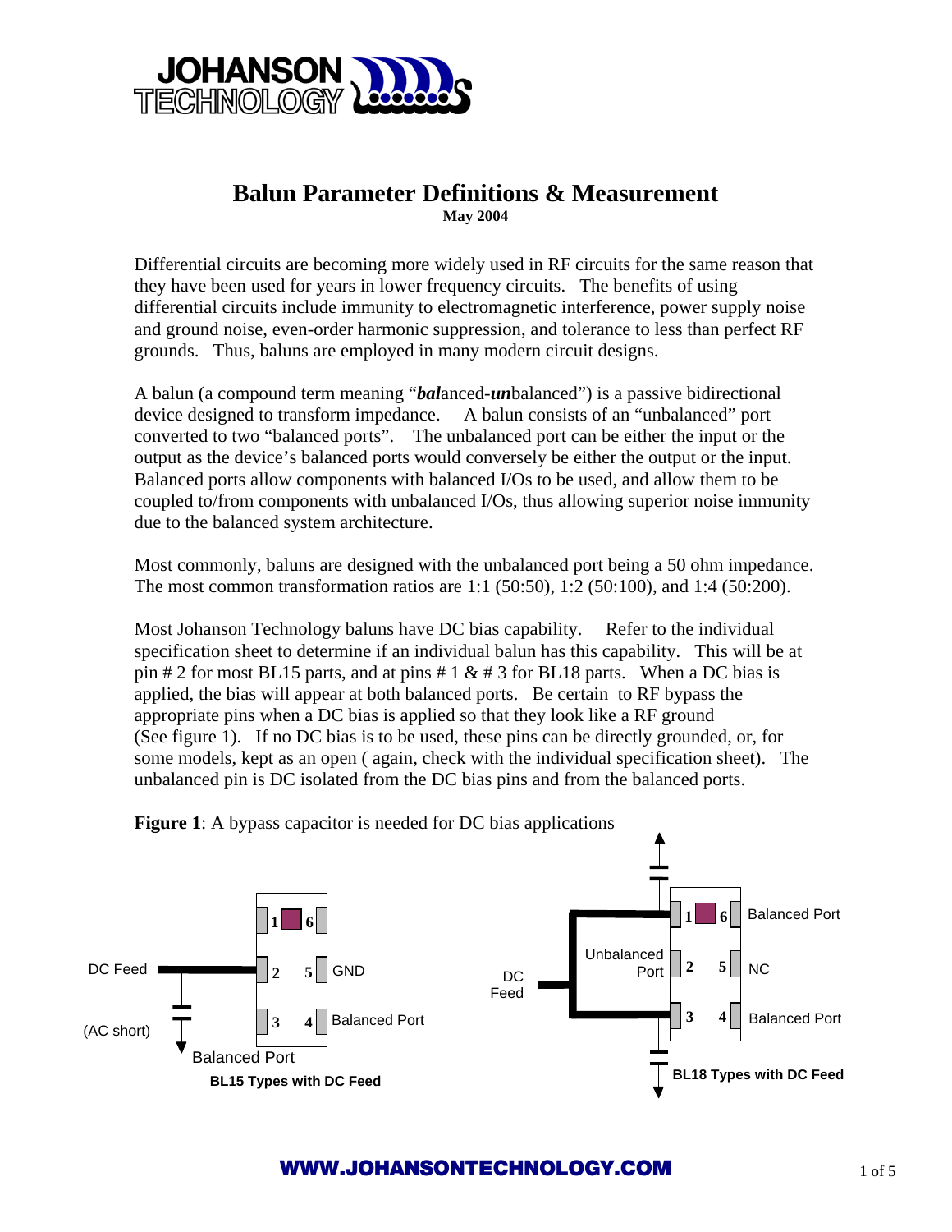# Balun Parameter Definitions & Measurement

**May 2004**

Differential circuits are becoming more widely used in RF circuits for the same reason that they have been used for years in lower frequency circuits. The benefits of using differential circuits include immunity to electromagnetic interference, power supply noise and ground noise, even-order harmonic suppression, and tolerance to less than perfect RF grounds. Thus, baluns are employed in many modern circuit designs.

A balun (a compound term meaning "***bal***anced-***un***balanced") is a passive bidirectional device designed to transform impedance. A balun consists of an "unbalanced" port converted to two "balanced ports". The unbalanced port can be either the input or the output as the device's balanced ports would conversely be either the output or the input. Balanced ports allow components with balanced I/Os to be used, and allow them to be coupled to/from components with unbalanced I/Os, thus allowing superior noise immunity due to the balanced system architecture.

Most commonly, baluns are designed with the unbalanced port being a 50 ohm impedance. The most common transformation ratios are 1:1 (50:50), 1:2 (50:100), and 1:4 (50:200).

Most Johanson Technology baluns have DC bias capability. Refer to the individual specification sheet to determine if an individual balun has this capability. This will be at pin # 2 for most BL15 parts, and at pins # 1 & # 3 for BL18 parts. When a DC bias is applied, the bias will appear at both balanced ports. Be certain to RF bypass the appropriate pins when a DC bias is applied so that they look like a RF ground (See figure 1). If no DC bias is to be used, these pins can be directly grounded, or, for some models, kept as an open ( again, check with the individual specification sheet). The unbalanced pin is DC isolated from the DC bias pins and from the balanced ports.

**Figure 1**: A bypass capacitor is needed for DC bias applications

DC Feed — 1, 6 — 2, 5 GND — 3, 4 Balanced Port — (AC short) — Balanced Port

**BL15 Types with DC Feed**

DC Feed — Unbalanced Port — 1, 6 Balanced Port — 2, 5 NC — 3, 4 Balanced Port

**BL18 Types with DC Feed**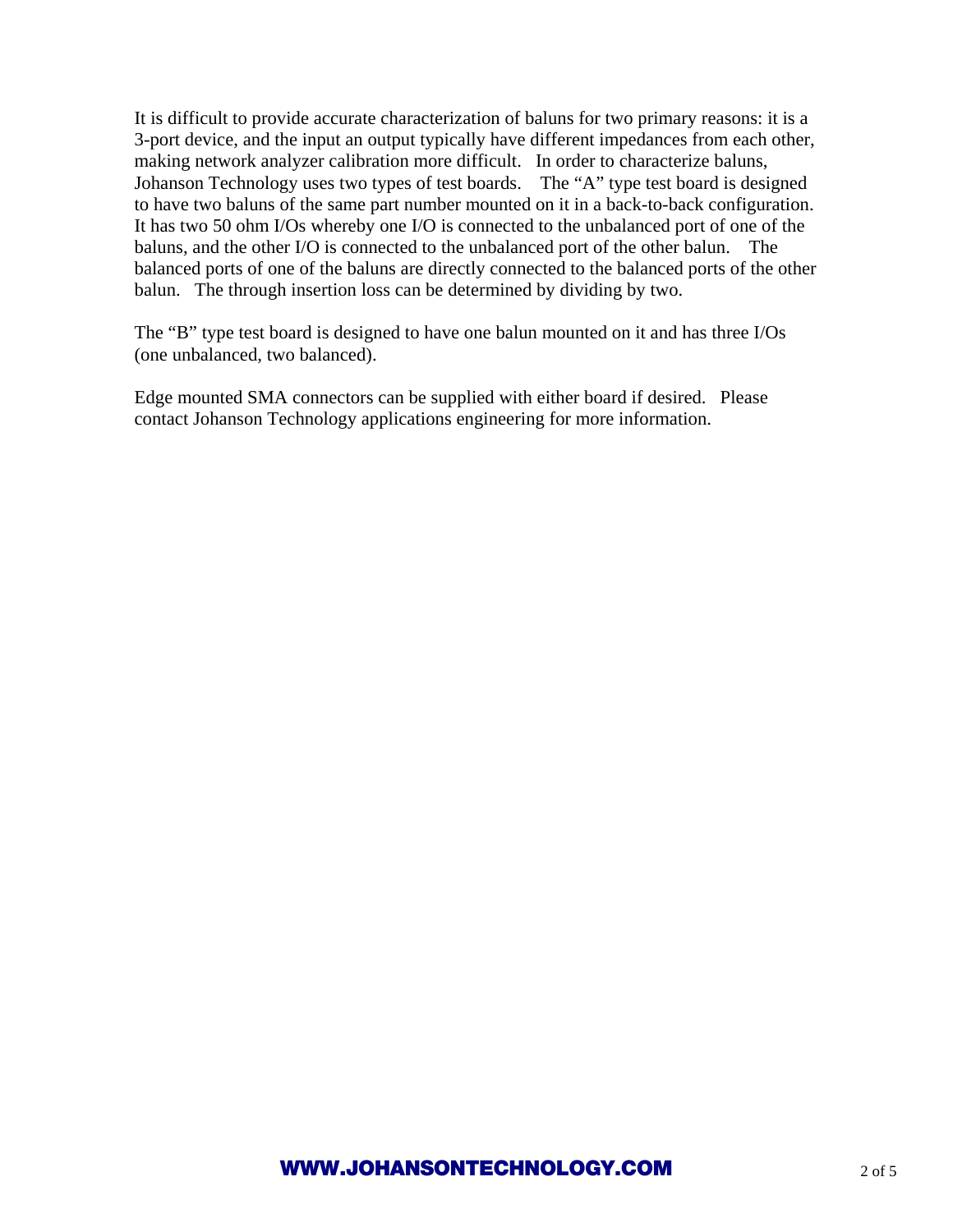It is difficult to provide accurate characterization of baluns for two primary reasons: it is a 3-port device, and the input an output typically have different impedances from each other, making network analyzer calibration more difficult. In order to characterize baluns, Johanson Technology uses two types of test boards. The "A" type test board is designed to have two baluns of the same part number mounted on it in a back-to-back configuration. It has two 50 ohm I/Os whereby one I/O is connected to the unbalanced port of one of the baluns, and the other I/O is connected to the unbalanced port of the other balun. The balanced ports of one of the baluns are directly connected to the balanced ports of the other balun. The through insertion loss can be determined by dividing by two.

The "B" type test board is designed to have one balun mounted on it and has three I/Os (one unbalanced, two balanced).

Edge mounted SMA connectors can be supplied with either board if desired. Please contact Johanson Technology applications engineering for more information.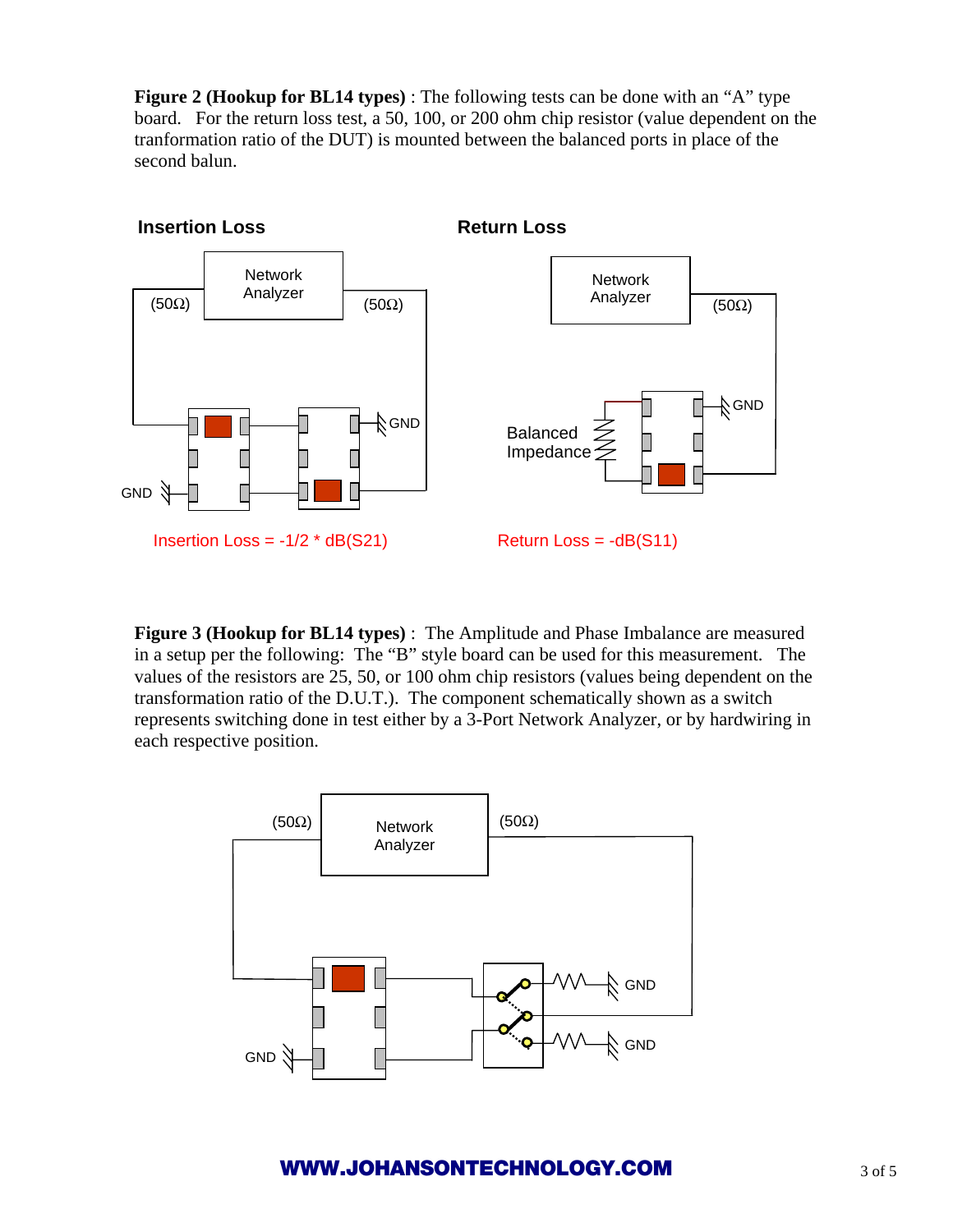**Figure 2 (Hookup for BL14 types)** : The following tests can be done with an "A" type board. For the return loss test, a 50, 100, or 200 ohm chip resistor (value dependent on the tranformation ratio of the DUT) is mounted between the balanced ports in place of the second balun.

**Insertion Loss**

Network Analyzer

(50Ω) (50Ω)

GND

GND

Insertion Loss = -1/2 * dB(S21)

**Return Loss**

Network Analyzer

(50Ω)

GND

Balanced Impedance

Return Loss = -dB(S11)

**Figure 3 (Hookup for BL14 types)** : The Amplitude and Phase Imbalance are measured in a setup per the following: The "B" style board can be used for this measurement. The values of the resistors are 25, 50, or 100 ohm chip resistors (values being dependent on the transformation ratio of the D.U.T.). The component schematically shown as a switch represents switching done in test either by a 3-Port Network Analyzer, or by hardwiring in each respective position.

Network Analyzer

(50Ω) (50Ω)

GND

GND

GND

WWW.JOHANSONTECHNOLOGY.COM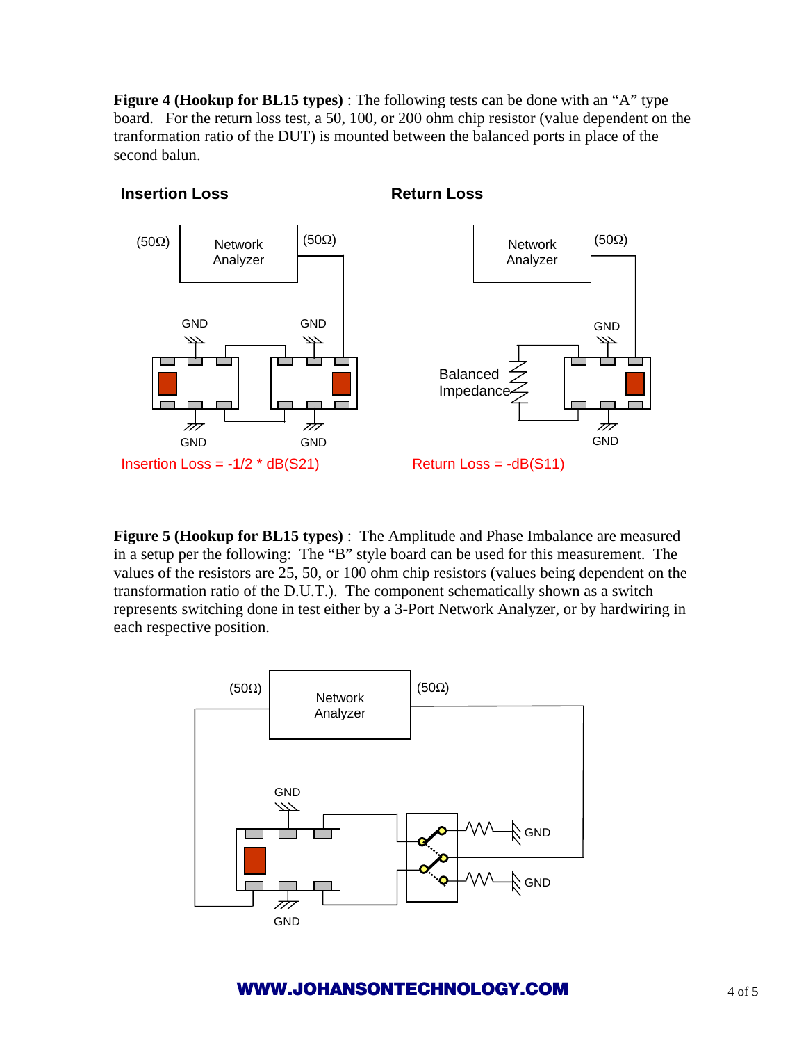**Figure 4 (Hookup for BL15 types)** : The following tests can be done with an "A" type board. For the return loss test, a 50, 100, or 200 ohm chip resistor (value dependent on the tranformation ratio of the DUT) is mounted between the balanced ports in place of the second balun.

**Insertion Loss**

(50Ω) Network Analyzer (50Ω)

GND GND

GND GND

Insertion Loss = -1/2 * dB(S21)

**Return Loss**

Network Analyzer (50Ω)

Balanced Impedance

GND

GND

Return Loss = -dB(S11)

**Figure 5 (Hookup for BL15 types)** : The Amplitude and Phase Imbalance are measured in a setup per the following: The "B" style board can be used for this measurement. The values of the resistors are 25, 50, or 100 ohm chip resistors (values being dependent on the transformation ratio of the D.U.T.). The component schematically shown as a switch represents switching done in test either by a 3-Port Network Analyzer, or by hardwiring in each respective position.

(50Ω) Network Analyzer (50Ω)

GND

GND

GND

GND

WWW.JOHANSONTECHNOLOGY.COM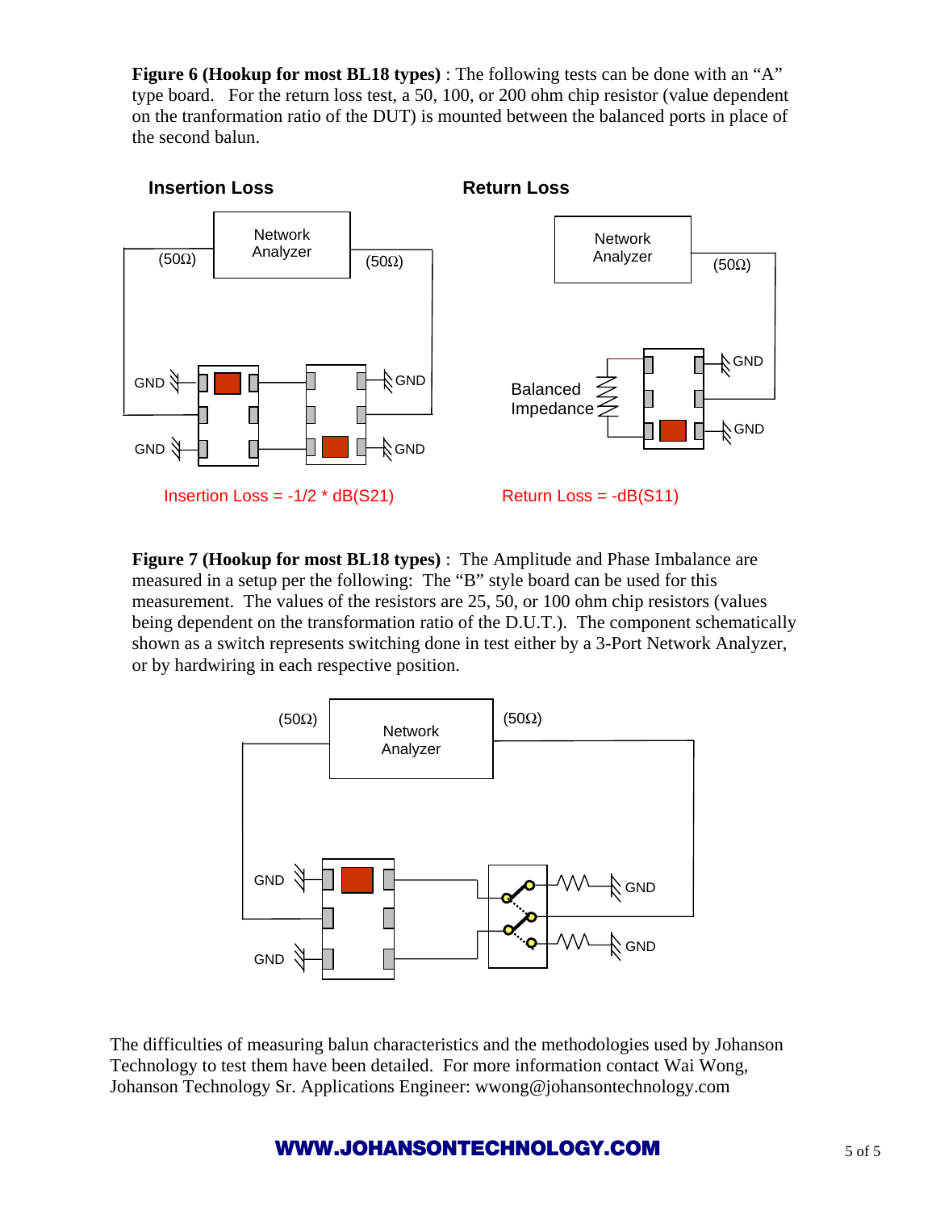**Figure 6 (Hookup for most BL18 types)** : The following tests can be done with an "A" type board. For the return loss test, a 50, 100, or 200 ohm chip resistor (value dependent on the tranformation ratio of the DUT) is mounted between the balanced ports in place of the second balun.

**Insertion Loss**

Network Analyzer

(50Ω)

(50Ω)

GND

GND

GND

GND

Insertion Loss = -1/2 * dB(S21)

**Return Loss**

Network Analyzer

(50Ω)

Balanced Impedance

GND

GND

Return Loss = -dB(S11)

**Figure 7 (Hookup for most BL18 types)** : The Amplitude and Phase Imbalance are measured in a setup per the following: The "B" style board can be used for this measurement. The values of the resistors are 25, 50, or 100 ohm chip resistors (values being dependent on the transformation ratio of the D.U.T.). The component schematically shown as a switch represents switching done in test either by a 3-Port Network Analyzer, or by hardwiring in each respective position.

(50Ω)

Network Analyzer

(50Ω)

GND

GND

GND

GND

The difficulties of measuring balun characteristics and the methodologies used by Johanson Technology to test them have been detailed. For more information contact Wai Wong, Johanson Technology Sr. Applications Engineer: wwong@johansontechnology.com

**WWW.JOHANSONTECHNOLOGY.COM**